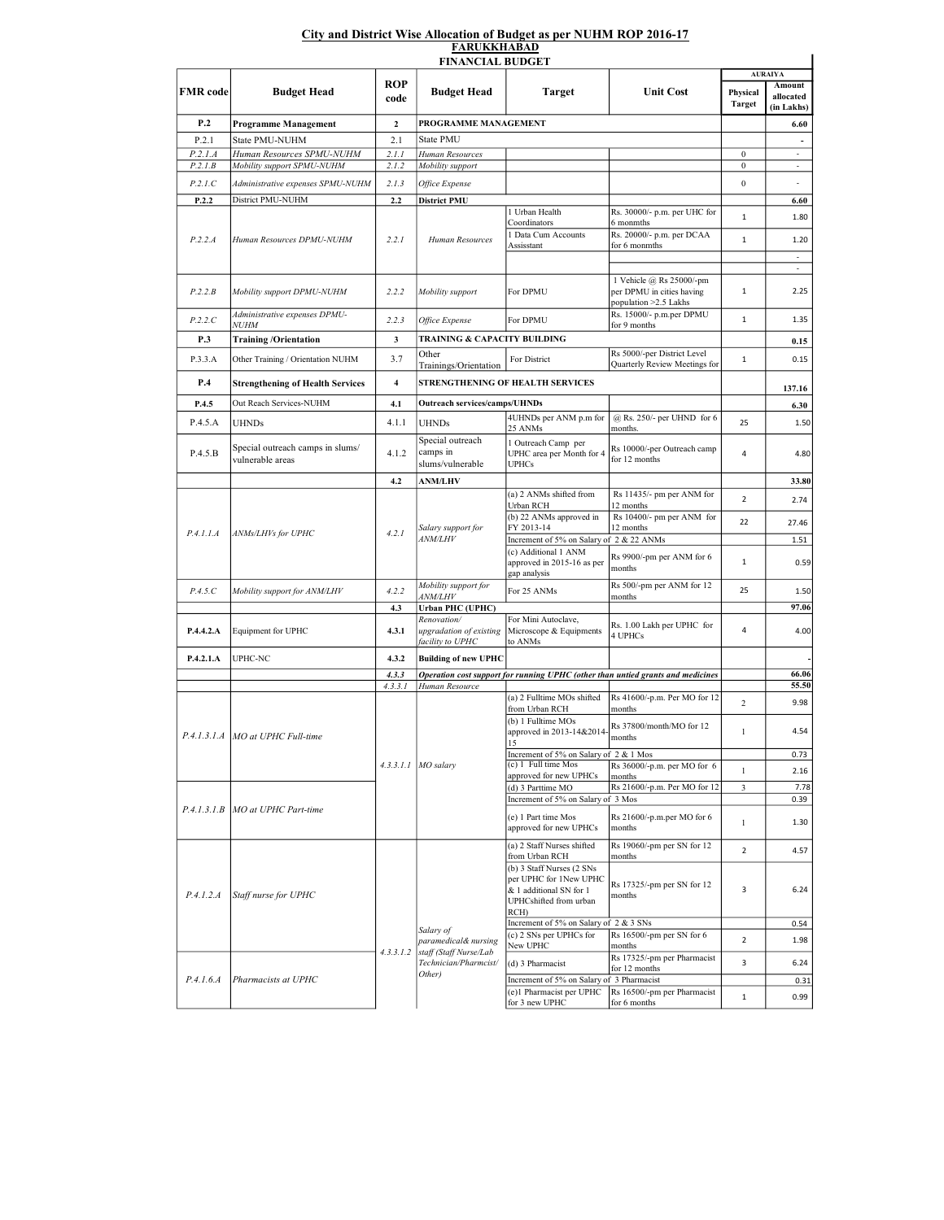# City and District Wise Allocation of Budget as per NUHM ROP 2016-17

## FARUKKHABAD

### FINANCIAL BUDGET

| FMR code | Budget Head | ROP code | Budget Head | Target | Unit Cost | AURAIYA | |
|---|---|---|---|---|---|---|---|
| | | | | | | Physical Target | Amount allocated (in Lakhs) |
| **P.2** | **Programme Management** | **2** | **PROGRAMME MANAGEMENT** | | | | **6.60** |
| P.2.1 | State PMU-NUHM | 2.1 | State PMU | | | | - |
| *P.2.1.A* | *Human Resources SPMU-NUHM* | *2.1.1* | *Human Resources* | | | 0 | - |
| *P.2.1.B* | *Mobility support SPMU-NUHM* | *2.1.2* | *Mobility support* | | | 0 | - |
| *P.2.1.C* | *Administrative expenses SPMU-NUHM* | *2.1.3* | *Office Expense* | | | 0 | - |
| **P.2.2** | District PMU-NUHM | **2.2** | **District PMU** | | | | **6.60** |
| *P.2.2.A* | *Human Resources DPMU-NUHM* | *2.2.1* | *Human Resources* | 1 Urban Health Coordinators | Rs. 30000/- p.m. per UHC for 6 monmths | 1 | 1.80 |
| | | | | 1 Data Cum Accounts Assisstant | Rs. 20000/- p.m. per DCAA for 6 monmths | 1 | 1.20 |
| | | | | | | | - |
| | | | | | | | - |
| *P.2.2.B* | *Mobility support DPMU-NUHM* | *2.2.2* | *Mobility support* | For DPMU | 1 Vehicle @ Rs 25000/-pm per DPMU in cities having population >2.5 Lakhs | 1 | 2.25 |
| *P.2.2.C* | *Administrative expenses DPMU-NUHM* | *2.2.3* | *Office Expense* | For DPMU | Rs. 15000/- p.m.per DPMU for 9 months | 1 | 1.35 |
| **P.3** | **Training /Orientation** | **3** | **TRAINING & CAPACITY BUILDING** | | | | **0.15** |
| P.3.3.A | Other Training / Orientation NUHM | 3.7 | Other Trainings/Orientation | For District | Rs 5000/-per District Level Quarterly Review Meetings for | 1 | 0.15 |
| **P.4** | **Strengthening of Health Services** | **4** | **STRENGTHENING OF HEALTH SERVICES** | | | | **137.16** |
| **P.4.5** | Out Reach Services-NUHM | **4.1** | **Outreach services/camps/UHNDs** | | | | **6.30** |
| P.4.5.A | UHNDs | 4.1.1 | UHNDs | 4UHNDs per ANM p.m for 25 ANMs | @ Rs. 250/- per UHND for 6 months. | 25 | 1.50 |
| P.4.5.B | Special outreach camps in slums/ vulnerable areas | 4.1.2 | Special outreach camps in slums/vulnerable | 1 Outreach Camp per UPHC area per Month for 4 UPHCs | Rs 10000/-per Outreach camp for 12 months | 4 | 4.80 |
| | | **4.2** | **ANM/LHV** | | | | **33.80** |
| *P.4.1.1.A* | *ANMs/LHVs for UPHC* | *4.2.1* | *Salary support for ANM/LHV* | (a) 2 ANMs shifted from Urban RCH | Rs 11435/- pm per ANM for 12 months | 2 | 2.74 |
| | | | | (b) 22 ANMs approved in FY 2013-14 | Rs 10400/- pm per ANM for 12 months | 22 | 27.46 |
| | | | | Increment of 5% on Salary of 2 & 22 ANMs | | | 1.51 |
| | | | | (c) Additional 1 ANM approved in 2015-16 as per gap analysis | Rs 9900/-pm per ANM for 6 months | 1 | 0.59 |
| *P.4.5.C* | *Mobility support for ANM/LHV* | *4.2.2* | *Mobility support for ANM/LHV* | For 25 ANMs | Rs 500/-pm per ANM for 12 months | 25 | 1.50 |
| | | **4.3** | **Urban PHC (UPHC)** | | | | **97.06** |
| **P.4.4.2.A** | Equipment for UPHC | **4.3.1** | *Renovation/ upgradation of existing facility to UPHC* | For Mini Autoclave, Microscope & Equipments to ANMs | Rs. 1.00 Lakh per UPHC for 4 UPHCs | 4 | 4.00 |
| **P.4.2.1.A** | UPHC-NC | **4.3.2** | **Building of new UPHC** | | | | - |
| | | *4.3.3* | ***Operation cost support for running UPHC (other than untied grants and medicines*** | | | | **66.06** |
| | | *4.3.3.1* | *Human Resource* | | | | **55.50** |
| *P.4.1.3.1.A* | *MO at UPHC Full-time* | *4.3.3.1.1* | *MO salary* | (a) 2 Fulltime MOs shifted from Urban RCH | Rs 41600/-p.m. Per MO for 12 months | 2 | 9.98 |
| | | | | (b) 1 Fulltime MOs approved in 2013-14&2014-15 | Rs 37800/month/MO for 12 months | 1 | 4.54 |
| | | | | Increment of 5% on Salary of 2 & 1 Mos | | | 0.73 |
| | | | | (c) 1 Full time Mos approved for new UPHCs | Rs 36000/-p.m. per MO for 6 months | 1 | 2.16 |
| *P.4.1.3.1.B* | *MO at UPHC Part-time* | | | (d) 3 Parttime MO | Rs 21600/-p.m. Per MO for 12 | 3 | 7.78 |
| | | | | Increment of 5% on Salary of 3 Mos | | | 0.39 |
| | | | | (e) 1 Part time Mos approved for new UPHCs | Rs 21600/-p.m.per MO for 6 months | 1 | 1.30 |
| *P.4.1.2.A* | *Staff nurse for UPHC* | *4.3.3.1.2* | *Salary of paramedical& nursing staff (Staff Nurse/Lab Technician/Pharmcist/ Other)* | (a) 2 Staff Nurses shifted from Urban RCH | Rs 19060/-pm per SN for 12 months | 2 | 4.57 |
| | | | | (b) 3 Staff Nurses (2 SNs per UPHC for 1New UPHC & 1 additional SN for 1 UPHCshifted from urban RCH) | Rs 17325/-pm per SN for 12 months | 3 | 6.24 |
| | | | | Increment of 5% on Salary of 2 & 3 SNs | | | 0.54 |
| | | | | (c) 2 SNs per UPHCs for New UPHC | Rs 16500/-pm per SN for 6 months | 2 | 1.98 |
| *P.4.1.6.A* | *Pharmacists at UPHC* | | | (d) 3 Pharmacist | Rs 17325/-pm per Pharmacist for 12 months | 3 | 6.24 |
| | | | | Increment of 5% on Salary of 3 Pharmacist | | | 0.31 |
| | | | | (e)1 Pharmacist per UPHC for 3 new UPHC | Rs 16500/-pm per Pharmacist for 6 months | 1 | 0.99 |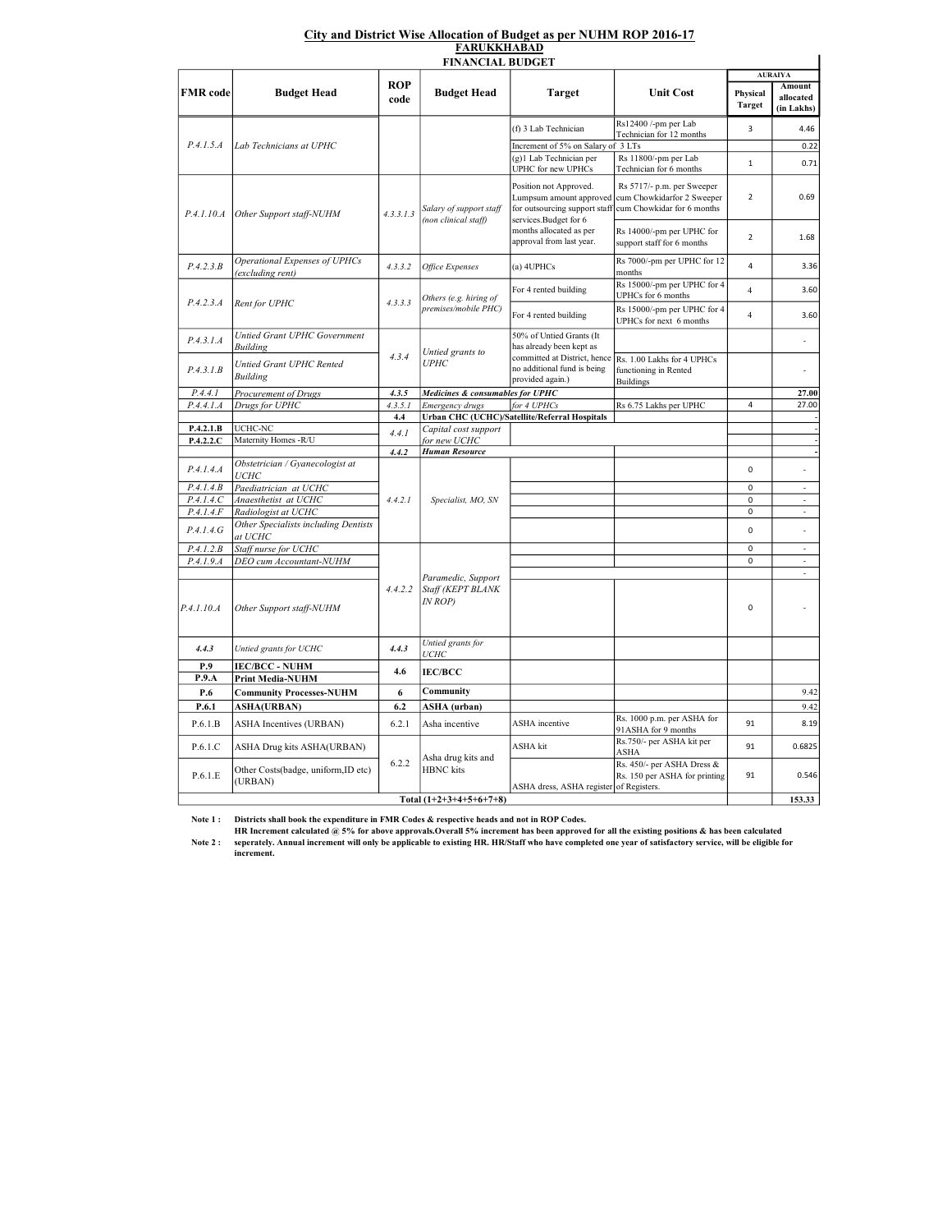## City and District Wise Allocation of Budget as per NUHM ROP 2016-17

### FARUKKHABAD

### FINANCIAL BUDGET

| FMR code | Budget Head | ROP code | Budget Head | Target | Unit Cost | AURAIYA | |
|---|---|---|---|---|---|---|---|
| | | | | | | Physical Target | Amount allocated (in Lakhs) |
| P.4.1.5.A | Lab Technicians at UPHC | | | (f) 3 Lab Technician | Rs12400 /-pm per Lab Technician for 12 months | 3 | 4.46 |
| | | | | Increment of 5% on Salary of 3 LTs | | | 0.22 |
| | | | | (g)1 Lab Technician per UPHC for new UPHCs | Rs 11800/-pm per Lab Technician for 6 months | 1 | 0.71 |
| P.4.1.10.A | Other Support staff-NUHM | 4.3.3.1.3 | Salary of support staff (non clinical staff) | Position not Approved. Lumpsum amount approved for outsourcing support staff services.Budget for 6 months allocated as per approval from last year. | Rs 5717/- p.m. per Sweeper cum Chowkidarfor 2 Sweeper cum Chowkidar for 6 months | 2 | 0.69 |
| | | | | | Rs 14000/-pm per UPHC for support staff for 6 months | 2 | 1.68 |
| P.4.2.3.B | Operational Expenses of UPHCs (excluding rent) | 4.3.3.2 | Office Expenses | (a) 4UPHCs | Rs 7000/-pm per UPHC for 12 months | 4 | 3.36 |
| P.4.2.3.A | Rent for UPHC | 4.3.3.3 | Others (e.g. hiring of premises/mobile PHC) | For 4 rented building | Rs 15000/-pm per UPHC for 4 UPHCs for 6 months | 4 | 3.60 |
| | | | | For 4 rented building | Rs 15000/-pm per UPHC for 4 UPHCs for next 6 months | 4 | 3.60 |
| P.4.3.1.A | Untied Grant UPHC Government Building | 4.3.4 | Untied grants to UPHC | 50% of Untied Grants (It has already been kept as committed at District, hence no additional fund is being provided again.) | Rs. 1.00 Lakhs for 4 UPHCs functioning in Rented Buildings | | - |
| P.4.3.1.B | Untied Grant UPHC Rented Building | | | | | | - |
| P.4.4.1 | Procurement of Drugs | 4.3.5 | Medicines & consumables for UPHC | | | | 27.00 |
| P.4.4.1.A | Drugs for UPHC | 4.3.5.1 | Emergency drugs | for 4 UPHCs | Rs 6.75 Lakhs per UPHC | 4 | 27.00 |
| | | 4.4 | Urban CHC (UCHC)/Satellite/Referral Hospitals | | | | - |
| P.4.2.1.B | UCHC-NC | 4.4.1 | Capital cost support for new UCHC | | | | - |
| P.4.2.2.C | Maternity Homes -R/U | | | | | | - |
| | | 4.4.2 | Human Resource | | | | - |
| P.4.1.4.A | Obstetrician / Gyanecologist at UCHC | 4.4.2.1 | Specialist, MO, SN | | | 0 | - |
| P.4.1.4.B | Paediatrician at UCHC | | | | | 0 | - |
| P.4.1.4.C | Anaesthetist at UCHC | | | | | 0 | - |
| P.4.1.4.F | Radiologist at UCHC | | | | | 0 | - |
| P.4.1.4.G | Other Specialists including Dentists at UCHC | | | | | 0 | - |
| P.4.1.2.B | Staff nurse for UCHC | 4.4.2.2 | Paramedic, Support Staff (KEPT BLANK IN ROP) | | | 0 | - |
| P.4.1.9.A | DEO cum Accountant-NUHM | | | | | 0 | - |
| | | | | | | | - |
| P.4.1.10.A | Other Support staff-NUHM | | | | | 0 | - |
| 4.4.3 | Untied grants for UCHC | 4.4.3 | Untied grants for UCHC | | | | |
| P.9 | IEC/BCC - NUHM | 4.6 | IEC/BCC | | | | |
| P.9.A | Print Media-NUHM | | | | | | |
| P.6 | Community Processes-NUHM | 6 | Community | | | | 9.42 |
| P.6.1 | ASHA(URBAN) | 6.2 | ASHA (urban) | | | | 9.42 |
| P.6.1.B | ASHA Incentives (URBAN) | 6.2.1 | Asha incentive | ASHA incentive | Rs. 1000 p.m. per ASHA for 91ASHA for 9 months | 91 | 8.19 |
| P.6.1.C | ASHA Drug kits ASHA(URBAN) | 6.2.2 | Asha drug kits and HBNC kits | ASHA kit | Rs.750/- per ASHA kit per ASHA | 91 | 0.6825 |
| P.6.1.E | Other Costs(badge, uniform,ID etc) (URBAN) | | | ASHA dress, ASHA register | Rs. 450/- per ASHA Dress & Rs. 150 per ASHA for printing of Registers. | 91 | 0.546 |
| Total (1+2+3+4+5+6+7+8) | | | | | | | 153.33 |

**Note 1 :** Districts shall book the expenditure in FMR Codes & respective heads and not in ROP Codes.

**Note 2 :** HR Increment calculated @ 5% for above approvals.Overall 5% increment has been approved for all the existing positions & has been calculated seperately. Annual increment will only be applicable to existing HR. HR/Staff who have completed one year of satisfactory service, will be eligible for increment.